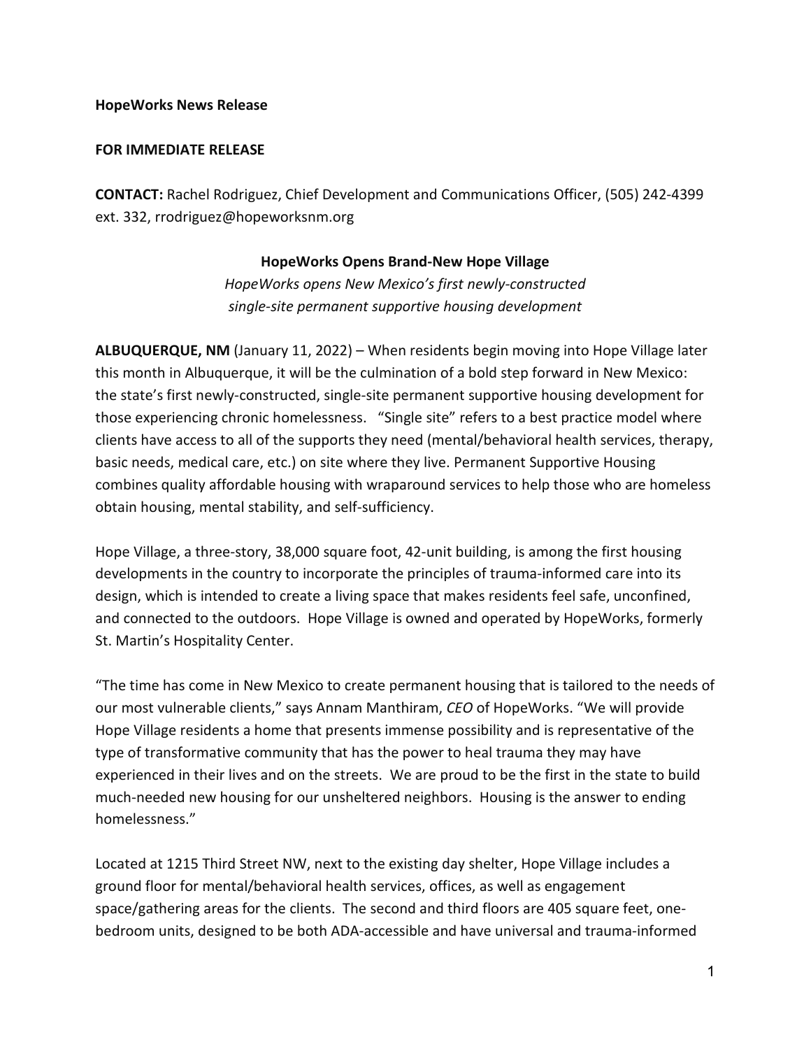**HopeWorks News Release**

**FOR IMMEDIATE RELEASE**

**CONTACT:** Rachel Rodriguez, Chief Development and Communications Officer, (505) 242-4399 ext. 332, rrodriguez@hopeworksnm.org

## HopeWorks Opens Brand-New Hope Village

*HopeWorks opens New Mexico's first newly-constructed single-site permanent supportive housing development*

**ALBUQUERQUE, NM** (January 11, 2022) – When residents begin moving into Hope Village later this month in Albuquerque, it will be the culmination of a bold step forward in New Mexico: the state's first newly-constructed, single-site permanent supportive housing development for those experiencing chronic homelessness. "Single site" refers to a best practice model where clients have access to all of the supports they need (mental/behavioral health services, therapy, basic needs, medical care, etc.) on site where they live. Permanent Supportive Housing combines quality affordable housing with wraparound services to help those who are homeless obtain housing, mental stability, and self-sufficiency.

Hope Village, a three-story, 38,000 square foot, 42-unit building, is among the first housing developments in the country to incorporate the principles of trauma-informed care into its design, which is intended to create a living space that makes residents feel safe, unconfined, and connected to the outdoors. Hope Village is owned and operated by HopeWorks, formerly St. Martin's Hospitality Center.

"The time has come in New Mexico to create permanent housing that is tailored to the needs of our most vulnerable clients," says Annam Manthiram, *CEO* of HopeWorks. "We will provide Hope Village residents a home that presents immense possibility and is representative of the type of transformative community that has the power to heal trauma they may have experienced in their lives and on the streets. We are proud to be the first in the state to build much-needed new housing for our unsheltered neighbors. Housing is the answer to ending homelessness."

Located at 1215 Third Street NW, next to the existing day shelter, Hope Village includes a ground floor for mental/behavioral health services, offices, as well as engagement space/gathering areas for the clients. The second and third floors are 405 square feet, one-bedroom units, designed to be both ADA-accessible and have universal and trauma-informed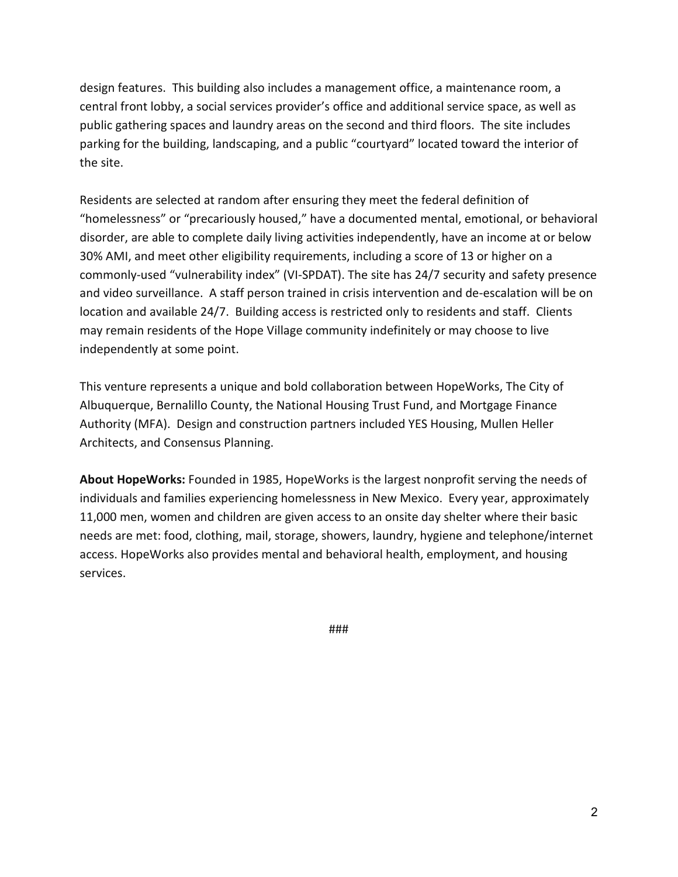design features. This building also includes a management office, a maintenance room, a central front lobby, a social services provider's office and additional service space, as well as public gathering spaces and laundry areas on the second and third floors. The site includes parking for the building, landscaping, and a public "courtyard" located toward the interior of the site.

Residents are selected at random after ensuring they meet the federal definition of "homelessness" or "precariously housed," have a documented mental, emotional, or behavioral disorder, are able to complete daily living activities independently, have an income at or below 30% AMI, and meet other eligibility requirements, including a score of 13 or higher on a commonly-used "vulnerability index" (VI-SPDAT). The site has 24/7 security and safety presence and video surveillance. A staff person trained in crisis intervention and de-escalation will be on location and available 24/7. Building access is restricted only to residents and staff. Clients may remain residents of the Hope Village community indefinitely or may choose to live independently at some point.

This venture represents a unique and bold collaboration between HopeWorks, The City of Albuquerque, Bernalillo County, the National Housing Trust Fund, and Mortgage Finance Authority (MFA). Design and construction partners included YES Housing, Mullen Heller Architects, and Consensus Planning.

**About HopeWorks:** Founded in 1985, HopeWorks is the largest nonprofit serving the needs of individuals and families experiencing homelessness in New Mexico. Every year, approximately 11,000 men, women and children are given access to an onsite day shelter where their basic needs are met: food, clothing, mail, storage, showers, laundry, hygiene and telephone/internet access. HopeWorks also provides mental and behavioral health, employment, and housing services.

###